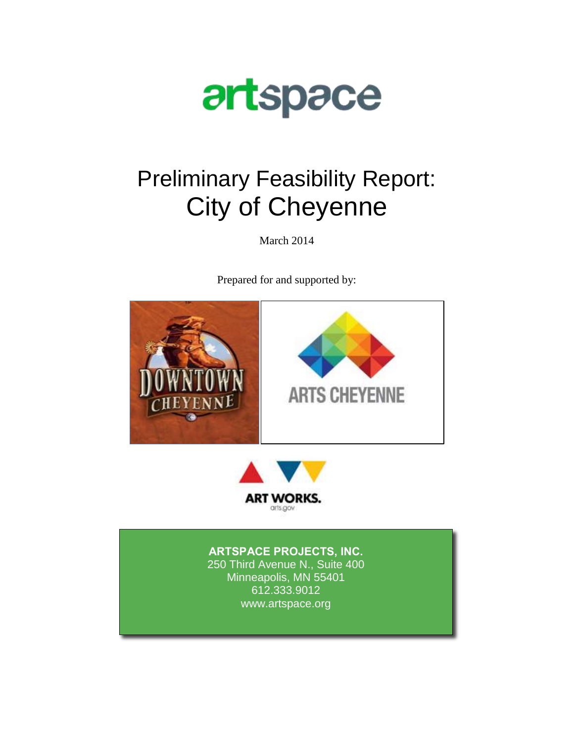artspace

# Preliminary Feasibility Report: City of Cheyenne

March 2014

Prepared for and supported by:

DOWNTOWN CHEYENNE

ARTS CHEYENNE

ART WORKS.
arts.gov

**ARTSPACE PROJECTS, INC.**
250 Third Avenue N., Suite 400
Minneapolis, MN 55401
612.333.9012
www.artspace.org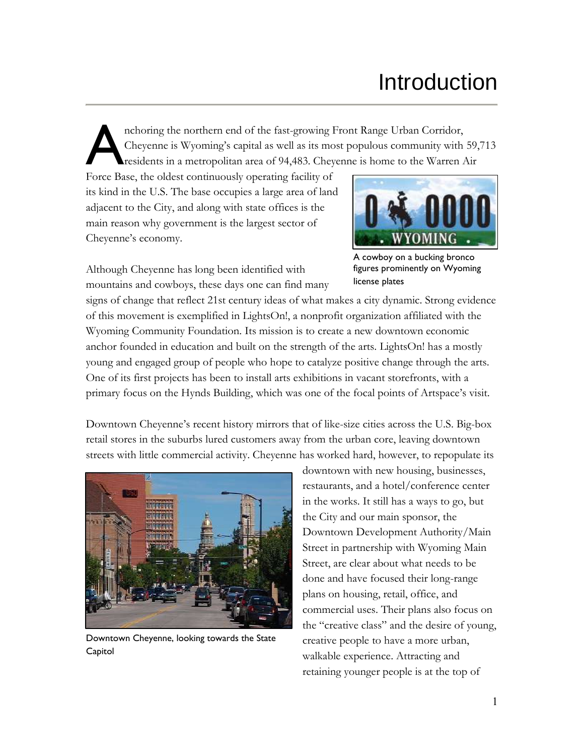# Introduction

Anchoring the northern end of the fast-growing Front Range Urban Corridor, Cheyenne is Wyoming's capital as well as its most populous community with 59,713 residents in a metropolitan area of 94,483. Cheyenne is home to the Warren Air Force Base, the oldest continuously operating facility of its kind in the U.S. The base occupies a large area of land adjacent to the City, and along with state offices is the main reason why government is the largest sector of Cheyenne's economy.

A cowboy on a bucking bronco figures prominently on Wyoming license plates

Although Cheyenne has long been identified with mountains and cowboys, these days one can find many signs of change that reflect 21st century ideas of what makes a city dynamic. Strong evidence of this movement is exemplified in LightsOn!, a nonprofit organization affiliated with the Wyoming Community Foundation. Its mission is to create a new downtown economic anchor founded in education and built on the strength of the arts. LightsOn! has a mostly young and engaged group of people who hope to catalyze positive change through the arts. One of its first projects has been to install arts exhibitions in vacant storefronts, with a primary focus on the Hynds Building, which was one of the focal points of Artspace's visit.

Downtown Cheyenne's recent history mirrors that of like-size cities across the U.S. Big-box retail stores in the suburbs lured customers away from the urban core, leaving downtown streets with little commercial activity. Cheyenne has worked hard, however, to repopulate its downtown with new housing, businesses, restaurants, and a hotel/conference center in the works. It still has a ways to go, but the City and our main sponsor, the Downtown Development Authority/Main Street in partnership with Wyoming Main Street, are clear about what needs to be done and have focused their long-range plans on housing, retail, office, and commercial uses. Their plans also focus on the "creative class" and the desire of young, creative people to have a more urban, walkable experience. Attracting and retaining younger people is at the top of

Downtown Cheyenne, looking towards the State Capitol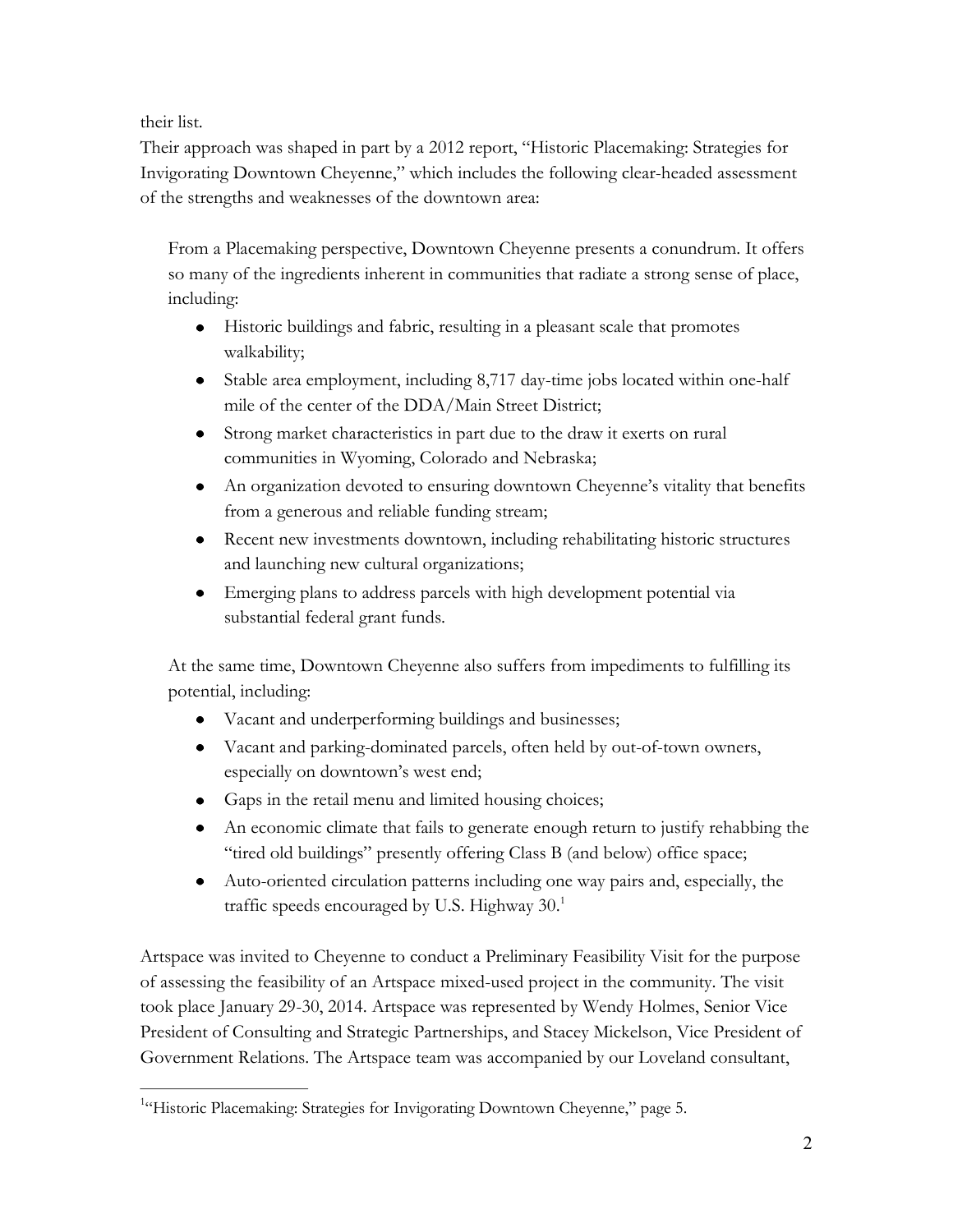their list.

Their approach was shaped in part by a 2012 report, "Historic Placemaking: Strategies for Invigorating Downtown Cheyenne," which includes the following clear-headed assessment of the strengths and weaknesses of the downtown area:

> From a Placemaking perspective, Downtown Cheyenne presents a conundrum. It offers so many of the ingredients inherent in communities that radiate a strong sense of place, including:
>
> - Historic buildings and fabric, resulting in a pleasant scale that promotes walkability;
> - Stable area employment, including 8,717 day-time jobs located within one-half mile of the center of the DDA/Main Street District;
> - Strong market characteristics in part due to the draw it exerts on rural communities in Wyoming, Colorado and Nebraska;
> - An organization devoted to ensuring downtown Cheyenne's vitality that benefits from a generous and reliable funding stream;
> - Recent new investments downtown, including rehabilitating historic structures and launching new cultural organizations;
> - Emerging plans to address parcels with high development potential via substantial federal grant funds.
>
> At the same time, Downtown Cheyenne also suffers from impediments to fulfilling its potential, including:
>
> - Vacant and underperforming buildings and businesses;
> - Vacant and parking-dominated parcels, often held by out-of-town owners, especially on downtown's west end;
> - Gaps in the retail menu and limited housing choices;
> - An economic climate that fails to generate enough return to justify rehabbing the "tired old buildings" presently offering Class B (and below) office space;
> - Auto-oriented circulation patterns including one way pairs and, especially, the traffic speeds encouraged by U.S. Highway 30.[1]

Artspace was invited to Cheyenne to conduct a Preliminary Feasibility Visit for the purpose of assessing the feasibility of an Artspace mixed-used project in the community. The visit took place January 29-30, 2014. Artspace was represented by Wendy Holmes, Senior Vice President of Consulting and Strategic Partnerships, and Stacey Mickelson, Vice President of Government Relations. The Artspace team was accompanied by our Loveland consultant,

---

[1] "Historic Placemaking: Strategies for Invigorating Downtown Cheyenne," page 5.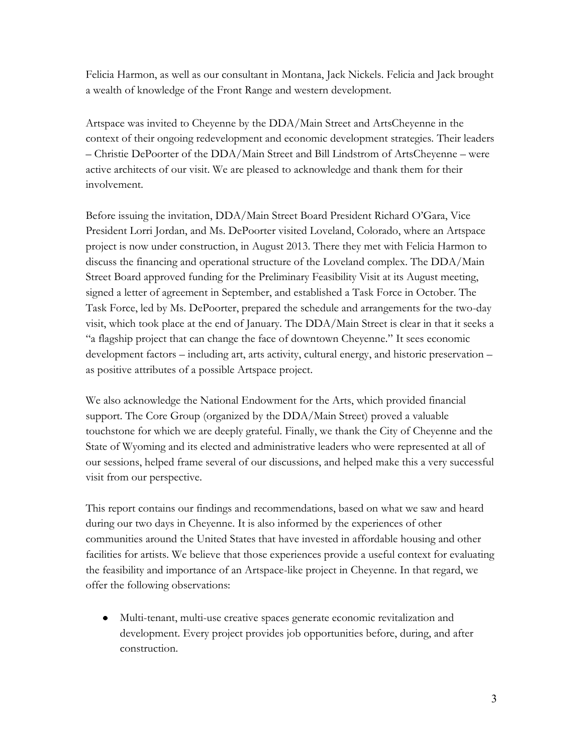Felicia Harmon, as well as our consultant in Montana, Jack Nickels. Felicia and Jack brought a wealth of knowledge of the Front Range and western development.

Artspace was invited to Cheyenne by the DDA/Main Street and ArtsCheyenne in the context of their ongoing redevelopment and economic development strategies. Their leaders – Christie DePoorter of the DDA/Main Street and Bill Lindstrom of ArtsCheyenne – were active architects of our visit. We are pleased to acknowledge and thank them for their involvement.

Before issuing the invitation, DDA/Main Street Board President Richard O'Gara, Vice President Lorri Jordan, and Ms. DePoorter visited Loveland, Colorado, where an Artspace project is now under construction, in August 2013. There they met with Felicia Harmon to discuss the financing and operational structure of the Loveland complex. The DDA/Main Street Board approved funding for the Preliminary Feasibility Visit at its August meeting, signed a letter of agreement in September, and established a Task Force in October. The Task Force, led by Ms. DePoorter, prepared the schedule and arrangements for the two-day visit, which took place at the end of January. The DDA/Main Street is clear in that it seeks a "a flagship project that can change the face of downtown Cheyenne." It sees economic development factors – including art, arts activity, cultural energy, and historic preservation – as positive attributes of a possible Artspace project.

We also acknowledge the National Endowment for the Arts, which provided financial support. The Core Group (organized by the DDA/Main Street) proved a valuable touchstone for which we are deeply grateful. Finally, we thank the City of Cheyenne and the State of Wyoming and its elected and administrative leaders who were represented at all of our sessions, helped frame several of our discussions, and helped make this a very successful visit from our perspective.

This report contains our findings and recommendations, based on what we saw and heard during our two days in Cheyenne. It is also informed by the experiences of other communities around the United States that have invested in affordable housing and other facilities for artists. We believe that those experiences provide a useful context for evaluating the feasibility and importance of an Artspace-like project in Cheyenne. In that regard, we offer the following observations:

- Multi-tenant, multi-use creative spaces generate economic revitalization and development. Every project provides job opportunities before, during, and after construction.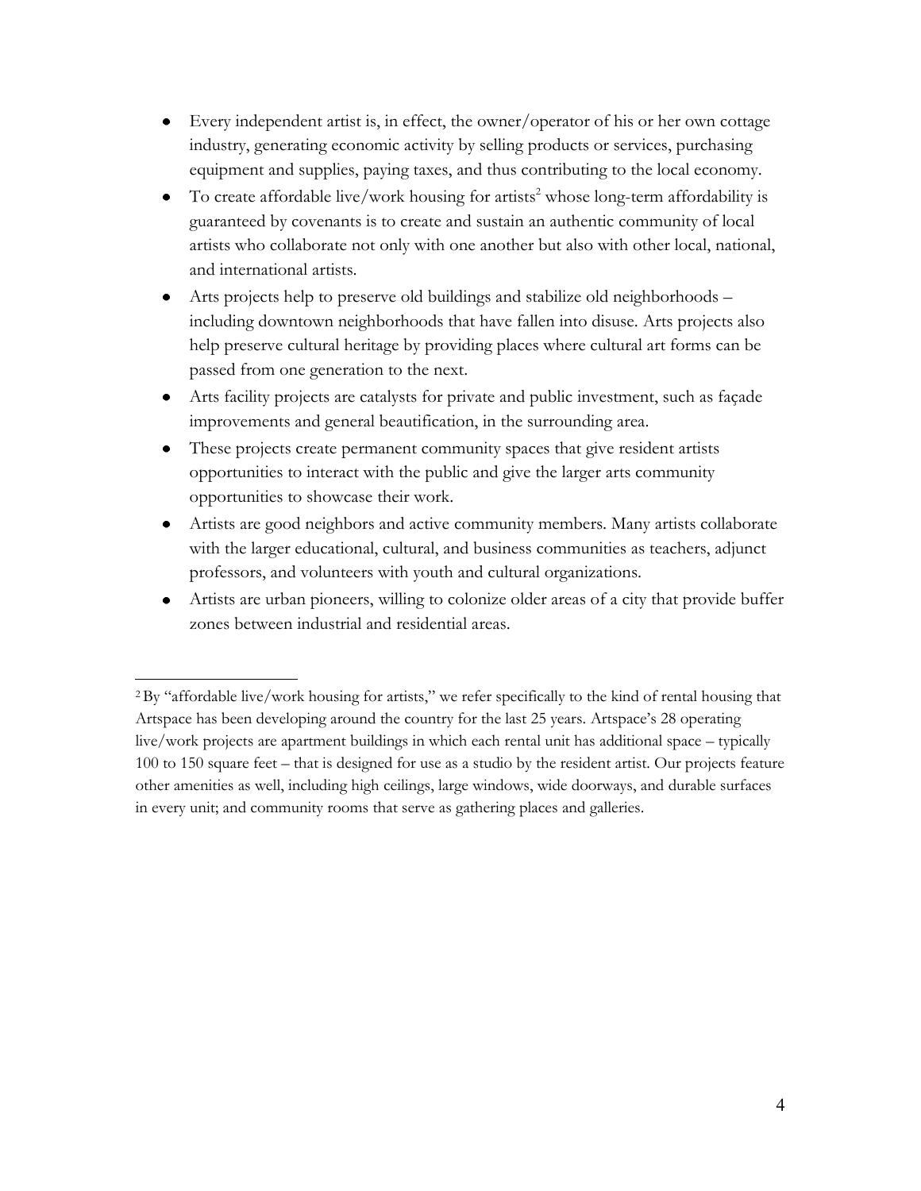- Every independent artist is, in effect, the owner/operator of his or her own cottage industry, generating economic activity by selling products or services, purchasing equipment and supplies, paying taxes, and thus contributing to the local economy.
- To create affordable live/work housing for artists[2] whose long-term affordability is guaranteed by covenants is to create and sustain an authentic community of local artists who collaborate not only with one another but also with other local, national, and international artists.
- Arts projects help to preserve old buildings and stabilize old neighborhoods – including downtown neighborhoods that have fallen into disuse. Arts projects also help preserve cultural heritage by providing places where cultural art forms can be passed from one generation to the next.
- Arts facility projects are catalysts for private and public investment, such as façade improvements and general beautification, in the surrounding area.
- These projects create permanent community spaces that give resident artists opportunities to interact with the public and give the larger arts community opportunities to showcase their work.
- Artists are good neighbors and active community members. Many artists collaborate with the larger educational, cultural, and business communities as teachers, adjunct professors, and volunteers with youth and cultural organizations.
- Artists are urban pioneers, willing to colonize older areas of a city that provide buffer zones between industrial and residential areas.

---

[2] By "affordable live/work housing for artists," we refer specifically to the kind of rental housing that Artspace has been developing around the country for the last 25 years. Artspace's 28 operating live/work projects are apartment buildings in which each rental unit has additional space – typically 100 to 150 square feet – that is designed for use as a studio by the resident artist. Our projects feature other amenities as well, including high ceilings, large windows, wide doorways, and durable surfaces in every unit; and community rooms that serve as gathering places and galleries.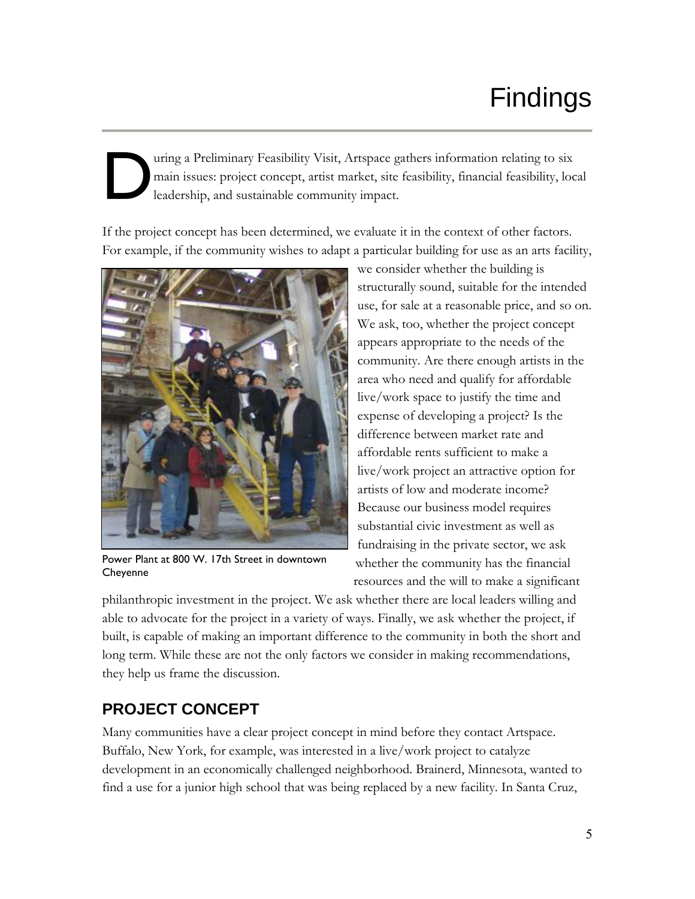# Findings

During a Preliminary Feasibility Visit, Artspace gathers information relating to six main issues: project concept, artist market, site feasibility, financial feasibility, local leadership, and sustainable community impact.

If the project concept has been determined, we evaluate it in the context of other factors. For example, if the community wishes to adapt a particular building for use as an arts facility, we consider whether the building is structurally sound, suitable for the intended use, for sale at a reasonable price, and so on. We ask, too, whether the project concept appears appropriate to the needs of the community. Are there enough artists in the area who need and qualify for affordable live/work space to justify the time and expense of developing a project? Is the difference between market rate and affordable rents sufficient to make a live/work project an attractive option for artists of low and moderate income? Because our business model requires substantial civic investment as well as fundraising in the private sector, we ask whether the community has the financial resources and the will to make a significant philanthropic investment in the project. We ask whether there are local leaders willing and able to advocate for the project in a variety of ways. Finally, we ask whether the project, if built, is capable of making an important difference to the community in both the short and long term. While these are not the only factors we consider in making recommendations, they help us frame the discussion.

Power Plant at 800 W. 17th Street in downtown Cheyenne

## PROJECT CONCEPT

Many communities have a clear project concept in mind before they contact Artspace. Buffalo, New York, for example, was interested in a live/work project to catalyze development in an economically challenged neighborhood. Brainerd, Minnesota, wanted to find a use for a junior high school that was being replaced by a new facility. In Santa Cruz,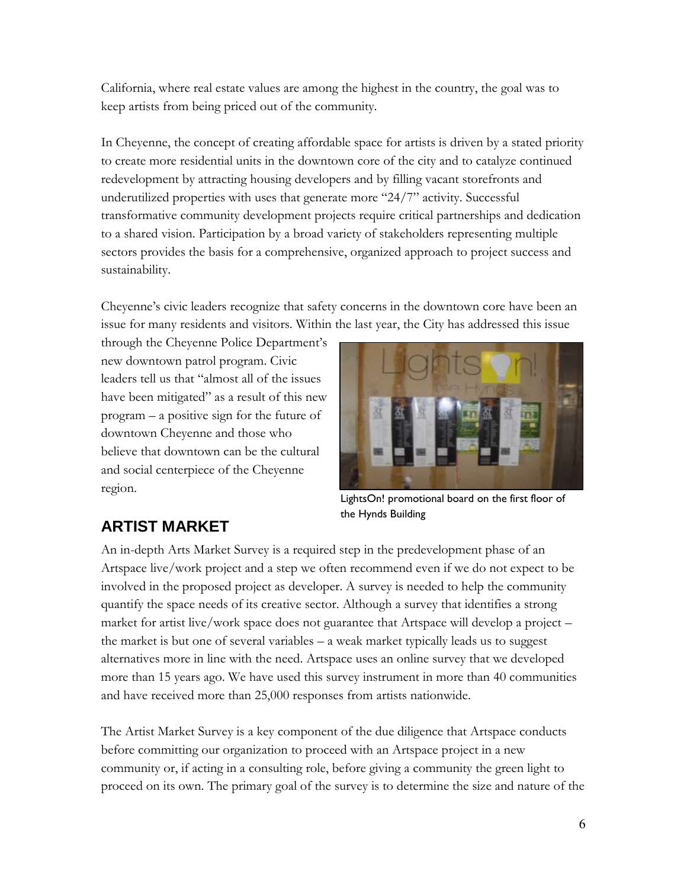California, where real estate values are among the highest in the country, the goal was to keep artists from being priced out of the community.

In Cheyenne, the concept of creating affordable space for artists is driven by a stated priority to create more residential units in the downtown core of the city and to catalyze continued redevelopment by attracting housing developers and by filling vacant storefronts and underutilized properties with uses that generate more "24/7" activity. Successful transformative community development projects require critical partnerships and dedication to a shared vision. Participation by a broad variety of stakeholders representing multiple sectors provides the basis for a comprehensive, organized approach to project success and sustainability.

Cheyenne's civic leaders recognize that safety concerns in the downtown core have been an issue for many residents and visitors. Within the last year, the City has addressed this issue through the Cheyenne Police Department's new downtown patrol program. Civic leaders tell us that "almost all of the issues have been mitigated" as a result of this new program – a positive sign for the future of downtown Cheyenne and those who believe that downtown can be the cultural and social centerpiece of the Cheyenne region.

LightsOn! promotional board on the first floor of the Hynds Building

## ARTIST MARKET

An in-depth Arts Market Survey is a required step in the predevelopment phase of an Artspace live/work project and a step we often recommend even if we do not expect to be involved in the proposed project as developer. A survey is needed to help the community quantify the space needs of its creative sector. Although a survey that identifies a strong market for artist live/work space does not guarantee that Artspace will develop a project – the market is but one of several variables – a weak market typically leads us to suggest alternatives more in line with the need. Artspace uses an online survey that we developed more than 15 years ago. We have used this survey instrument in more than 40 communities and have received more than 25,000 responses from artists nationwide.

The Artist Market Survey is a key component of the due diligence that Artspace conducts before committing our organization to proceed with an Artspace project in a new community or, if acting in a consulting role, before giving a community the green light to proceed on its own. The primary goal of the survey is to determine the size and nature of the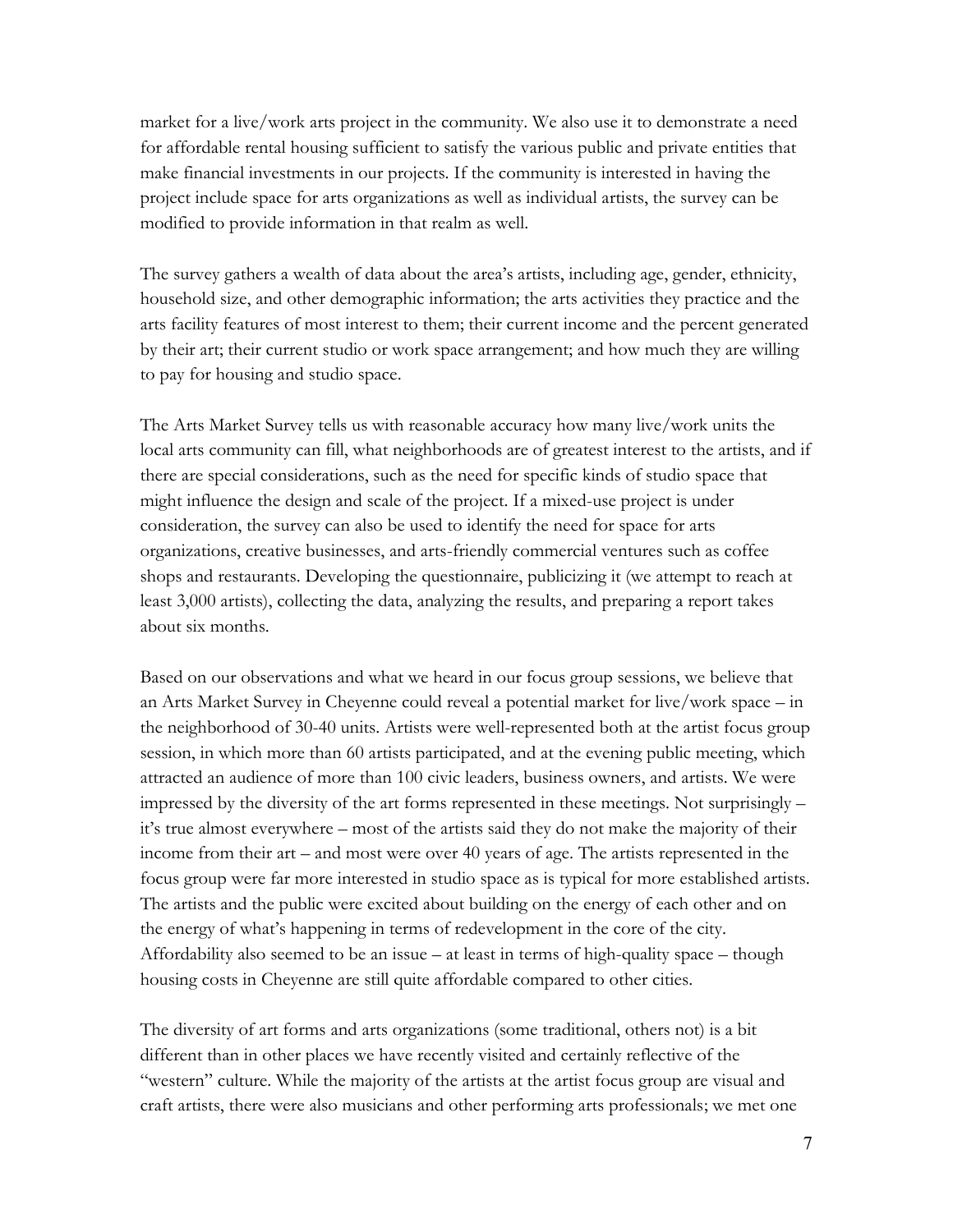market for a live/work arts project in the community. We also use it to demonstrate a need for affordable rental housing sufficient to satisfy the various public and private entities that make financial investments in our projects. If the community is interested in having the project include space for arts organizations as well as individual artists, the survey can be modified to provide information in that realm as well.

The survey gathers a wealth of data about the area's artists, including age, gender, ethnicity, household size, and other demographic information; the arts activities they practice and the arts facility features of most interest to them; their current income and the percent generated by their art; their current studio or work space arrangement; and how much they are willing to pay for housing and studio space.

The Arts Market Survey tells us with reasonable accuracy how many live/work units the local arts community can fill, what neighborhoods are of greatest interest to the artists, and if there are special considerations, such as the need for specific kinds of studio space that might influence the design and scale of the project. If a mixed-use project is under consideration, the survey can also be used to identify the need for space for arts organizations, creative businesses, and arts-friendly commercial ventures such as coffee shops and restaurants. Developing the questionnaire, publicizing it (we attempt to reach at least 3,000 artists), collecting the data, analyzing the results, and preparing a report takes about six months.

Based on our observations and what we heard in our focus group sessions, we believe that an Arts Market Survey in Cheyenne could reveal a potential market for live/work space – in the neighborhood of 30-40 units. Artists were well-represented both at the artist focus group session, in which more than 60 artists participated, and at the evening public meeting, which attracted an audience of more than 100 civic leaders, business owners, and artists. We were impressed by the diversity of the art forms represented in these meetings. Not surprisingly – it's true almost everywhere – most of the artists said they do not make the majority of their income from their art – and most were over 40 years of age. The artists represented in the focus group were far more interested in studio space as is typical for more established artists. The artists and the public were excited about building on the energy of each other and on the energy of what's happening in terms of redevelopment in the core of the city. Affordability also seemed to be an issue – at least in terms of high-quality space – though housing costs in Cheyenne are still quite affordable compared to other cities.

The diversity of art forms and arts organizations (some traditional, others not) is a bit different than in other places we have recently visited and certainly reflective of the "western" culture. While the majority of the artists at the artist focus group are visual and craft artists, there were also musicians and other performing arts professionals; we met one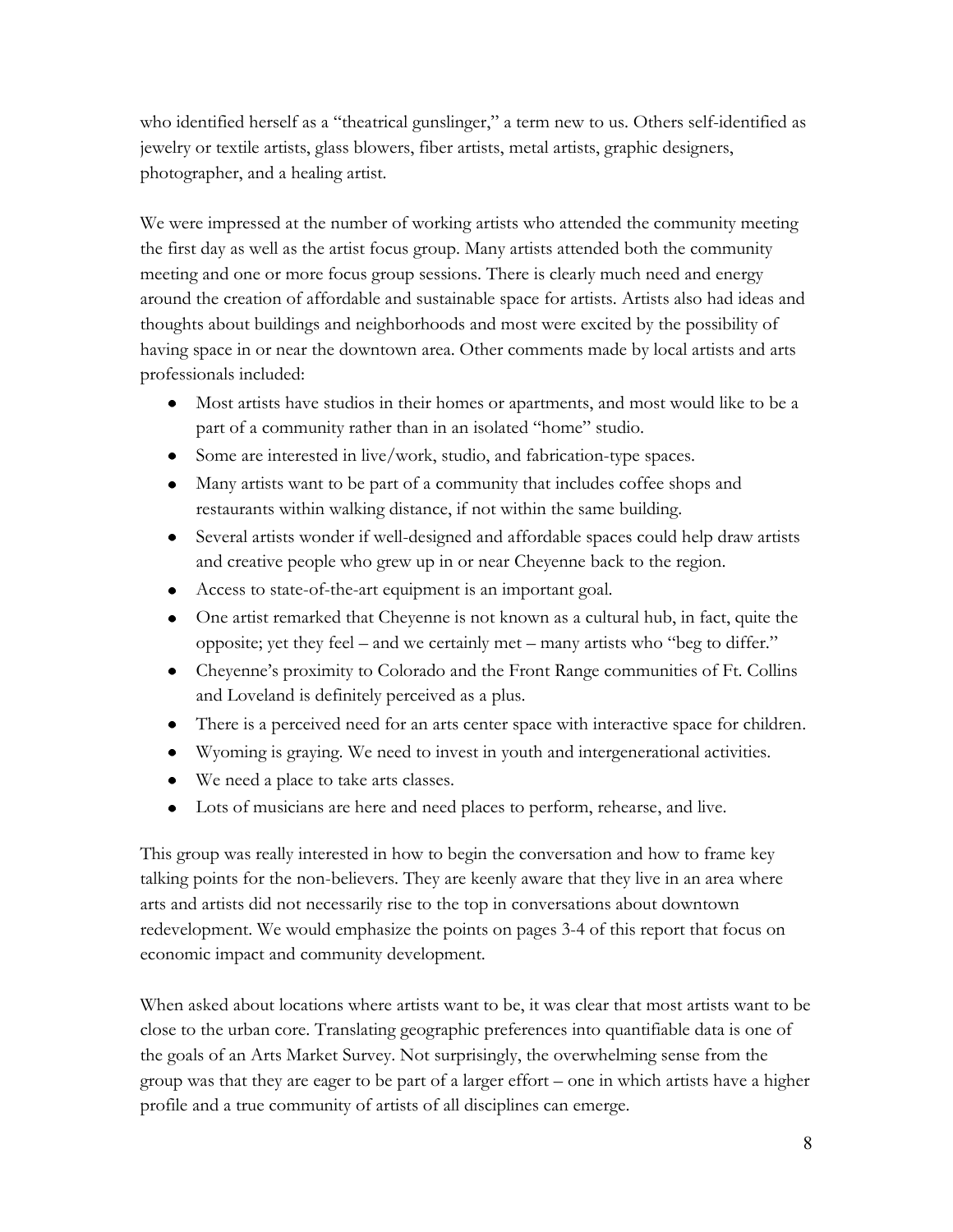who identified herself as a "theatrical gunslinger," a term new to us. Others self-identified as jewelry or textile artists, glass blowers, fiber artists, metal artists, graphic designers, photographer, and a healing artist.

We were impressed at the number of working artists who attended the community meeting the first day as well as the artist focus group. Many artists attended both the community meeting and one or more focus group sessions. There is clearly much need and energy around the creation of affordable and sustainable space for artists. Artists also had ideas and thoughts about buildings and neighborhoods and most were excited by the possibility of having space in or near the downtown area. Other comments made by local artists and arts professionals included:

- Most artists have studios in their homes or apartments, and most would like to be a part of a community rather than in an isolated "home" studio.
- Some are interested in live/work, studio, and fabrication-type spaces.
- Many artists want to be part of a community that includes coffee shops and restaurants within walking distance, if not within the same building.
- Several artists wonder if well-designed and affordable spaces could help draw artists and creative people who grew up in or near Cheyenne back to the region.
- Access to state-of-the-art equipment is an important goal.
- One artist remarked that Cheyenne is not known as a cultural hub, in fact, quite the opposite; yet they feel – and we certainly met – many artists who "beg to differ."
- Cheyenne's proximity to Colorado and the Front Range communities of Ft. Collins and Loveland is definitely perceived as a plus.
- There is a perceived need for an arts center space with interactive space for children.
- Wyoming is graying. We need to invest in youth and intergenerational activities.
- We need a place to take arts classes.
- Lots of musicians are here and need places to perform, rehearse, and live.

This group was really interested in how to begin the conversation and how to frame key talking points for the non-believers. They are keenly aware that they live in an area where arts and artists did not necessarily rise to the top in conversations about downtown redevelopment. We would emphasize the points on pages 3-4 of this report that focus on economic impact and community development.

When asked about locations where artists want to be, it was clear that most artists want to be close to the urban core. Translating geographic preferences into quantifiable data is one of the goals of an Arts Market Survey. Not surprisingly, the overwhelming sense from the group was that they are eager to be part of a larger effort – one in which artists have a higher profile and a true community of artists of all disciplines can emerge.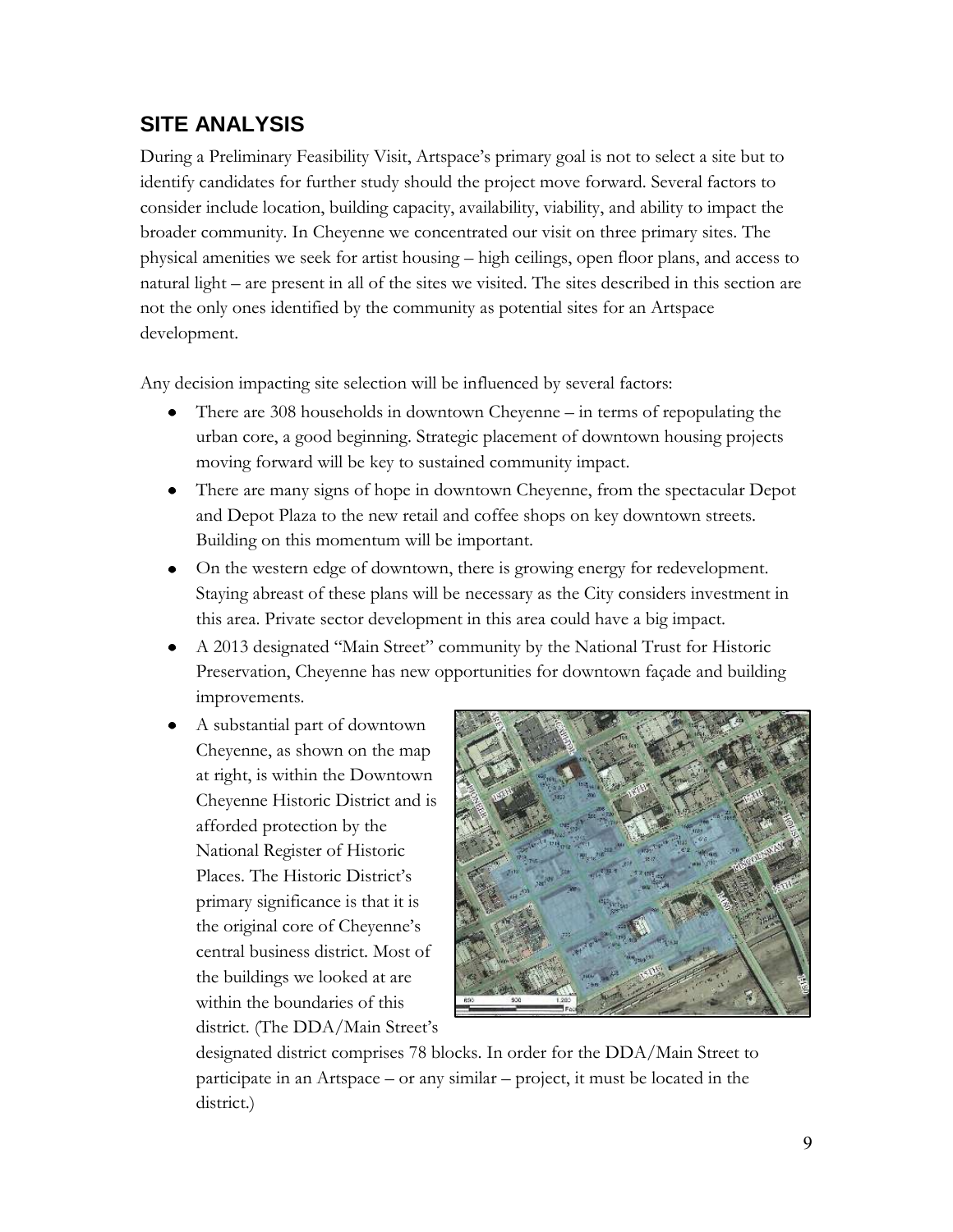## SITE ANALYSIS

During a Preliminary Feasibility Visit, Artspace's primary goal is not to select a site but to identify candidates for further study should the project move forward. Several factors to consider include location, building capacity, availability, viability, and ability to impact the broader community. In Cheyenne we concentrated our visit on three primary sites. The physical amenities we seek for artist housing – high ceilings, open floor plans, and access to natural light – are present in all of the sites we visited. The sites described in this section are not the only ones identified by the community as potential sites for an Artspace development.

Any decision impacting site selection will be influenced by several factors:

- There are 308 households in downtown Cheyenne – in terms of repopulating the urban core, a good beginning. Strategic placement of downtown housing projects moving forward will be key to sustained community impact.
- There are many signs of hope in downtown Cheyenne, from the spectacular Depot and Depot Plaza to the new retail and coffee shops on key downtown streets. Building on this momentum will be important.
- On the western edge of downtown, there is growing energy for redevelopment. Staying abreast of these plans will be necessary as the City considers investment in this area. Private sector development in this area could have a big impact.
- A 2013 designated "Main Street" community by the National Trust for Historic Preservation, Cheyenne has new opportunities for downtown façade and building improvements.
- A substantial part of downtown Cheyenne, as shown on the map at right, is within the Downtown Cheyenne Historic District and is afforded protection by the National Register of Historic Places. The Historic District's primary significance is that it is the original core of Cheyenne's central business district. Most of the buildings we looked at are within the boundaries of this district. (The DDA/Main Street's designated district comprises 78 blocks. In order for the DDA/Main Street to participate in an Artspace – or any similar – project, it must be located in the district.)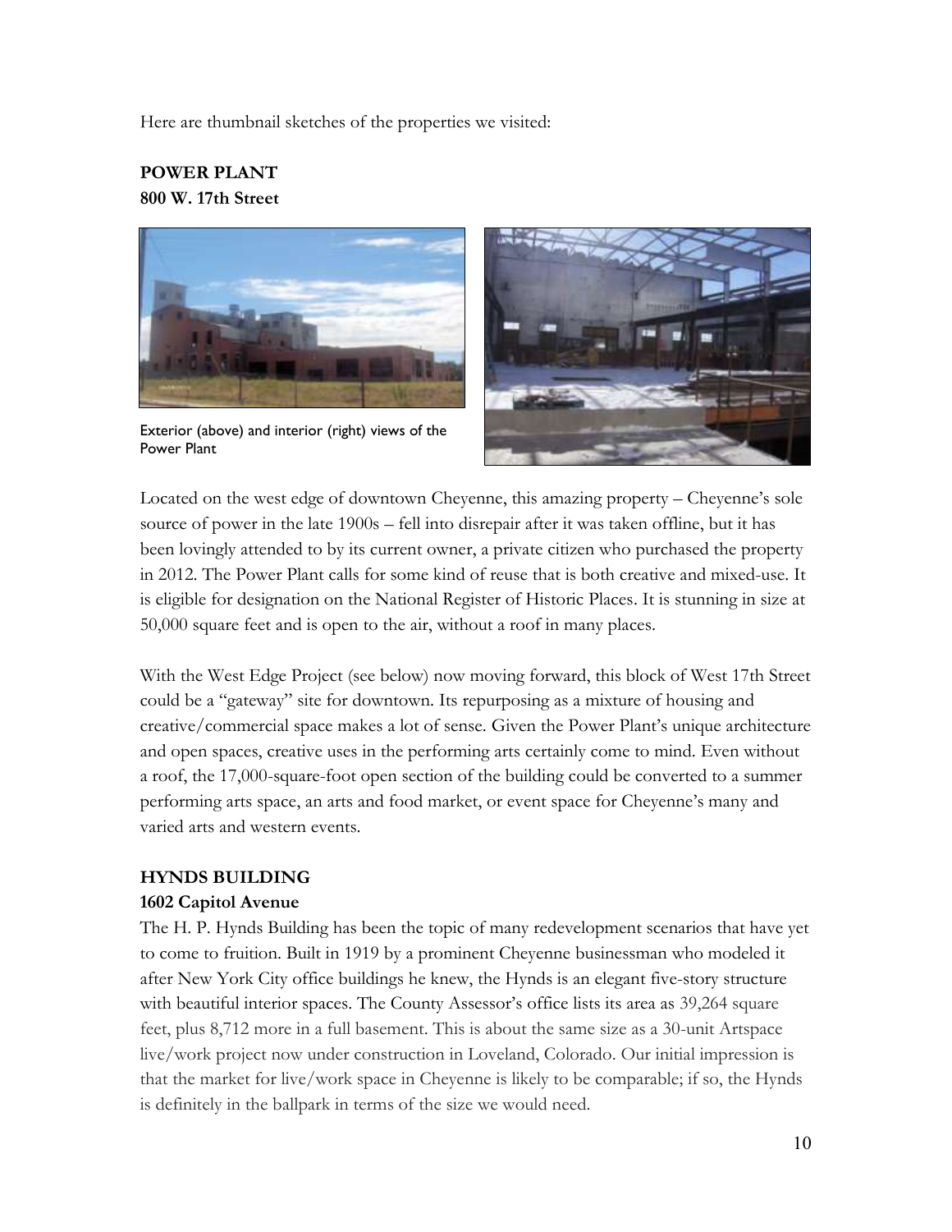Here are thumbnail sketches of the properties we visited:

**POWER PLANT**
**800 W. 17th Street**

Exterior (above) and interior (right) views of the Power Plant

Located on the west edge of downtown Cheyenne, this amazing property – Cheyenne's sole source of power in the late 1900s – fell into disrepair after it was taken offline, but it has been lovingly attended to by its current owner, a private citizen who purchased the property in 2012. The Power Plant calls for some kind of reuse that is both creative and mixed-use. It is eligible for designation on the National Register of Historic Places. It is stunning in size at 50,000 square feet and is open to the air, without a roof in many places.

With the West Edge Project (see below) now moving forward, this block of West 17th Street could be a "gateway" site for downtown. Its repurposing as a mixture of housing and creative/commercial space makes a lot of sense. Given the Power Plant's unique architecture and open spaces, creative uses in the performing arts certainly come to mind. Even without a roof, the 17,000-square-foot open section of the building could be converted to a summer performing arts space, an arts and food market, or event space for Cheyenne's many and varied arts and western events.

**HYNDS BUILDING**
**1602 Capitol Avenue**

The H. P. Hynds Building has been the topic of many redevelopment scenarios that have yet to come to fruition. Built in 1919 by a prominent Cheyenne businessman who modeled it after New York City office buildings he knew, the Hynds is an elegant five-story structure with beautiful interior spaces. The County Assessor's office lists its area as 39,264 square feet, plus 8,712 more in a full basement. This is about the same size as a 30-unit Artspace live/work project now under construction in Loveland, Colorado. Our initial impression is that the market for live/work space in Cheyenne is likely to be comparable; if so, the Hynds is definitely in the ballpark in terms of the size we would need.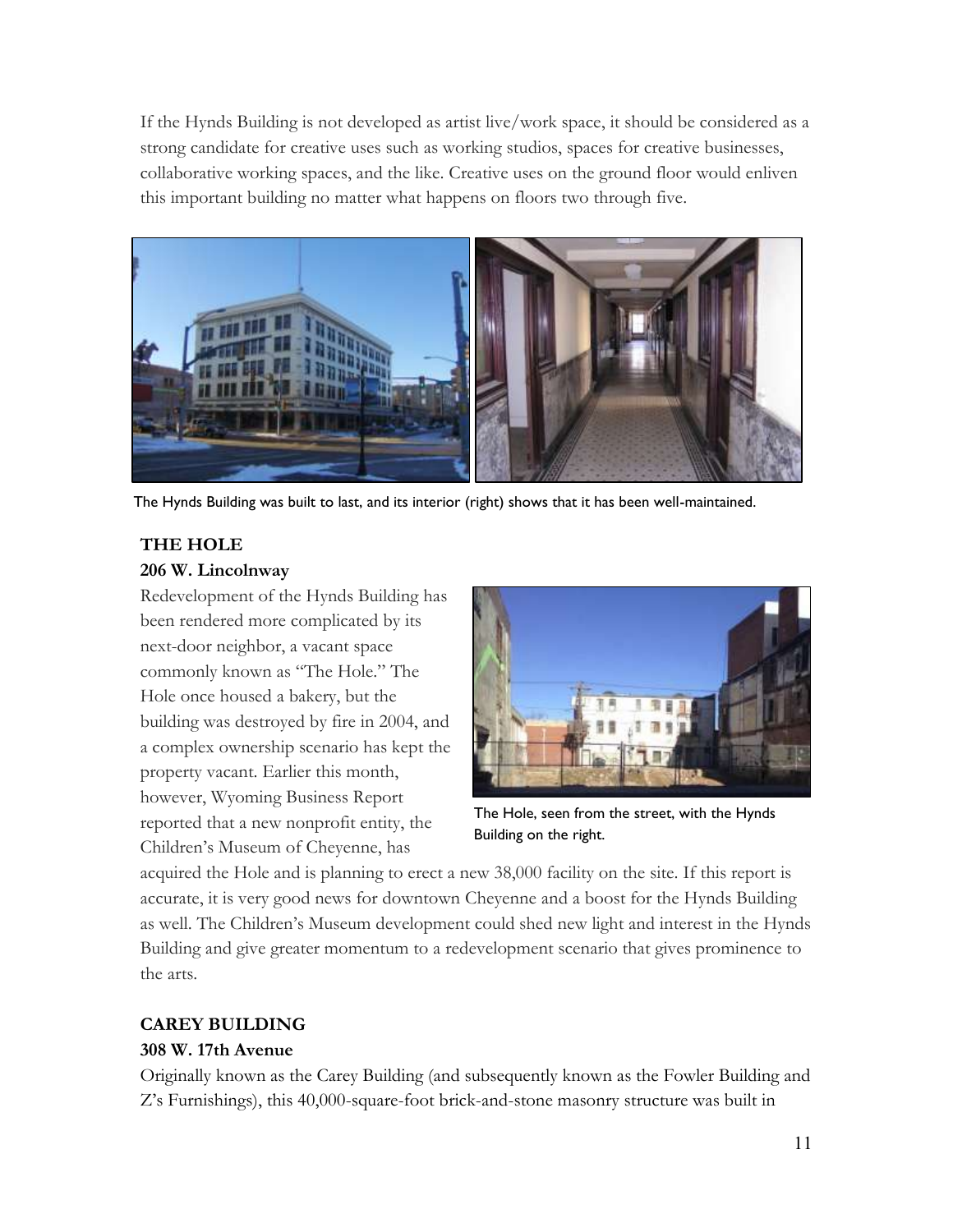If the Hynds Building is not developed as artist live/work space, it should be considered as a strong candidate for creative uses such as working studios, spaces for creative businesses, collaborative working spaces, and the like. Creative uses on the ground floor would enliven this important building no matter what happens on floors two through five.

The Hynds Building was built to last, and its interior (right) shows that it has been well-maintained.

### THE HOLE

**206 W. Lincolnway**

Redevelopment of the Hynds Building has been rendered more complicated by its next-door neighbor, a vacant space commonly known as "The Hole." The Hole once housed a bakery, but the building was destroyed by fire in 2004, and a complex ownership scenario has kept the property vacant. Earlier this month, however, Wyoming Business Report reported that a new nonprofit entity, the Children's Museum of Cheyenne, has acquired the Hole and is planning to erect a new 38,000 facility on the site. If this report is accurate, it is very good news for downtown Cheyenne and a boost for the Hynds Building as well. The Children's Museum development could shed new light and interest in the Hynds Building and give greater momentum to a redevelopment scenario that gives prominence to the arts.

The Hole, seen from the street, with the Hynds Building on the right.

### CAREY BUILDING

**308 W. 17th Avenue**

Originally known as the Carey Building (and subsequently known as the Fowler Building and Z's Furnishings), this 40,000-square-foot brick-and-stone masonry structure was built in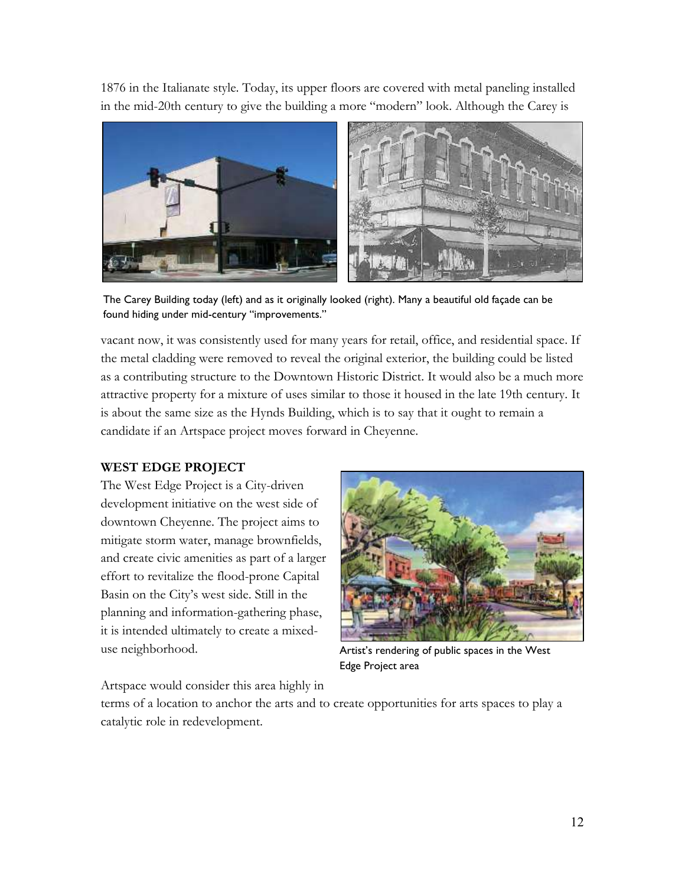1876 in the Italianate style. Today, its upper floors are covered with metal paneling installed in the mid-20th century to give the building a more "modern" look. Although the Carey is

The Carey Building today (left) and as it originally looked (right). Many a beautiful old façade can be found hiding under mid-century "improvements."

vacant now, it was consistently used for many years for retail, office, and residential space. If the metal cladding were removed to reveal the original exterior, the building could be listed as a contributing structure to the Downtown Historic District. It would also be a much more attractive property for a mixture of uses similar to those it housed in the late 19th century. It is about the same size as the Hynds Building, which is to say that it ought to remain a candidate if an Artspace project moves forward in Cheyenne.

**WEST EDGE PROJECT**

The West Edge Project is a City-driven development initiative on the west side of downtown Cheyenne. The project aims to mitigate storm water, manage brownfields, and create civic amenities as part of a larger effort to revitalize the flood-prone Capital Basin on the City's west side. Still in the planning and information-gathering phase, it is intended ultimately to create a mixed-use neighborhood.

Artist's rendering of public spaces in the West Edge Project area

Artspace would consider this area highly in terms of a location to anchor the arts and to create opportunities for arts spaces to play a catalytic role in redevelopment.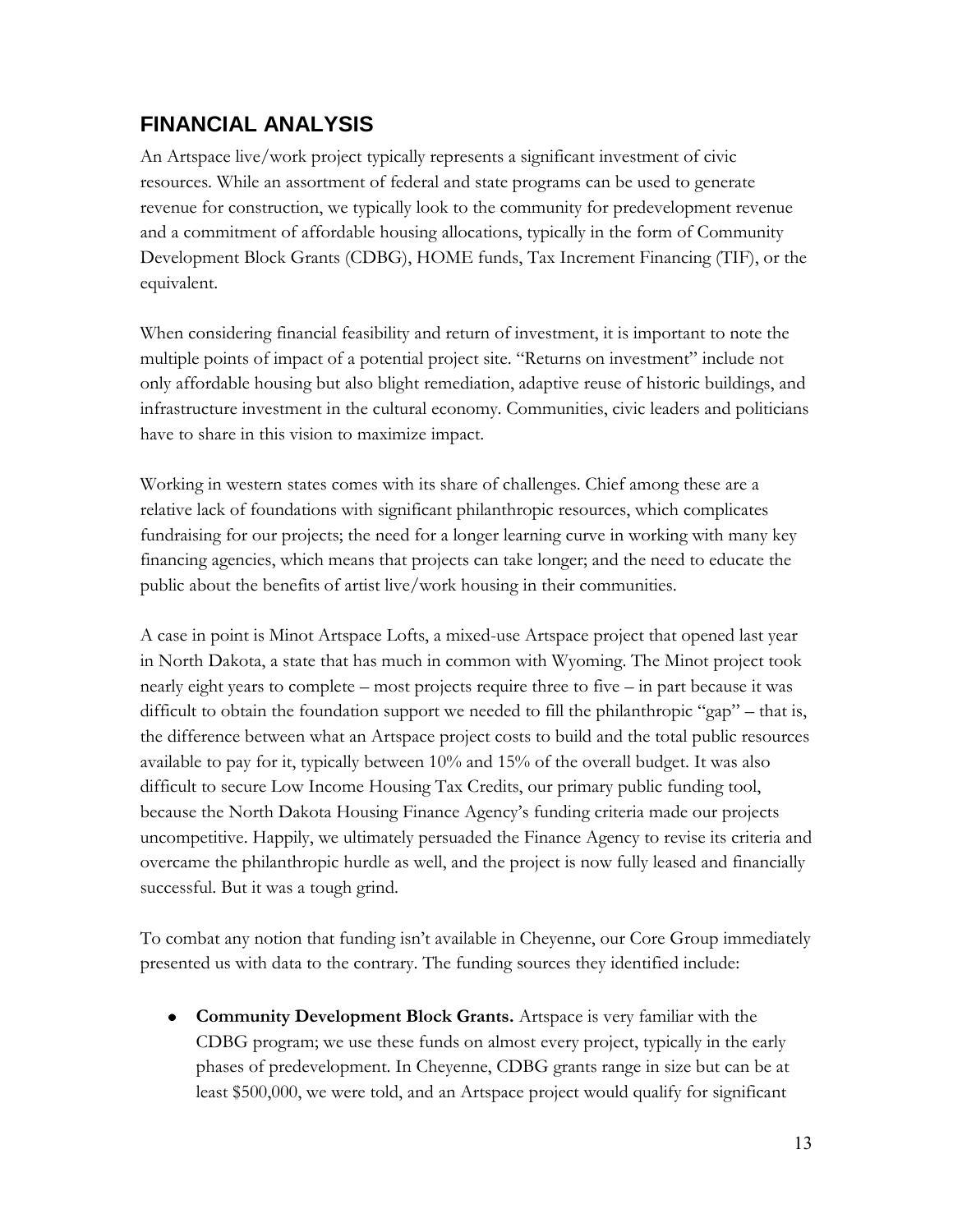## FINANCIAL ANALYSIS

An Artspace live/work project typically represents a significant investment of civic resources. While an assortment of federal and state programs can be used to generate revenue for construction, we typically look to the community for predevelopment revenue and a commitment of affordable housing allocations, typically in the form of Community Development Block Grants (CDBG), HOME funds, Tax Increment Financing (TIF), or the equivalent.

When considering financial feasibility and return of investment, it is important to note the multiple points of impact of a potential project site. "Returns on investment" include not only affordable housing but also blight remediation, adaptive reuse of historic buildings, and infrastructure investment in the cultural economy. Communities, civic leaders and politicians have to share in this vision to maximize impact.

Working in western states comes with its share of challenges. Chief among these are a relative lack of foundations with significant philanthropic resources, which complicates fundraising for our projects; the need for a longer learning curve in working with many key financing agencies, which means that projects can take longer; and the need to educate the public about the benefits of artist live/work housing in their communities.

A case in point is Minot Artspace Lofts, a mixed-use Artspace project that opened last year in North Dakota, a state that has much in common with Wyoming. The Minot project took nearly eight years to complete – most projects require three to five – in part because it was difficult to obtain the foundation support we needed to fill the philanthropic "gap" – that is, the difference between what an Artspace project costs to build and the total public resources available to pay for it, typically between 10% and 15% of the overall budget. It was also difficult to secure Low Income Housing Tax Credits, our primary public funding tool, because the North Dakota Housing Finance Agency's funding criteria made our projects uncompetitive. Happily, we ultimately persuaded the Finance Agency to revise its criteria and overcame the philanthropic hurdle as well, and the project is now fully leased and financially successful. But it was a tough grind.

To combat any notion that funding isn't available in Cheyenne, our Core Group immediately presented us with data to the contrary. The funding sources they identified include:

- **Community Development Block Grants.** Artspace is very familiar with the CDBG program; we use these funds on almost every project, typically in the early phases of predevelopment. In Cheyenne, CDBG grants range in size but can be at least $500,000, we were told, and an Artspace project would qualify for significant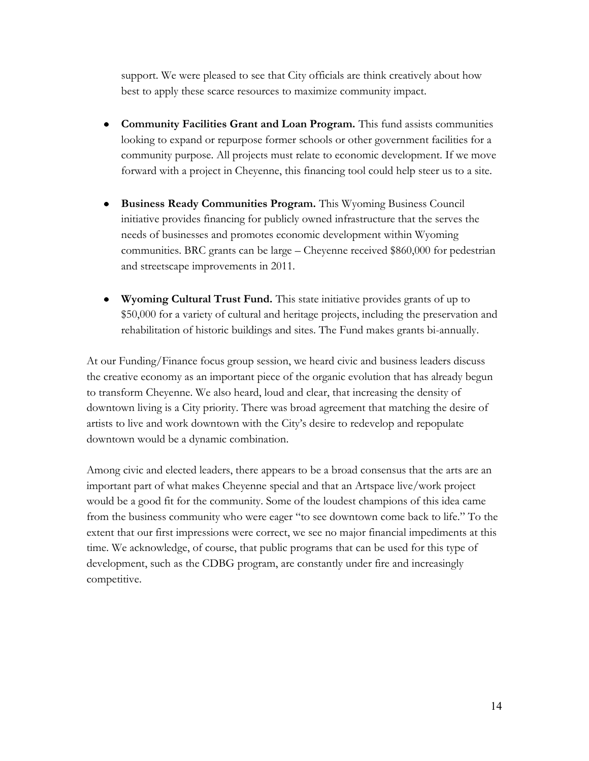support. We were pleased to see that City officials are think creatively about how best to apply these scarce resources to maximize community impact.

- **Community Facilities Grant and Loan Program.** This fund assists communities looking to expand or repurpose former schools or other government facilities for a community purpose. All projects must relate to economic development. If we move forward with a project in Cheyenne, this financing tool could help steer us to a site.

- **Business Ready Communities Program.** This Wyoming Business Council initiative provides financing for publicly owned infrastructure that the serves the needs of businesses and promotes economic development within Wyoming communities. BRC grants can be large – Cheyenne received $860,000 for pedestrian and streetscape improvements in 2011.

- **Wyoming Cultural Trust Fund.** This state initiative provides grants of up to $50,000 for a variety of cultural and heritage projects, including the preservation and rehabilitation of historic buildings and sites. The Fund makes grants bi-annually.

At our Funding/Finance focus group session, we heard civic and business leaders discuss the creative economy as an important piece of the organic evolution that has already begun to transform Cheyenne. We also heard, loud and clear, that increasing the density of downtown living is a City priority. There was broad agreement that matching the desire of artists to live and work downtown with the City's desire to redevelop and repopulate downtown would be a dynamic combination.

Among civic and elected leaders, there appears to be a broad consensus that the arts are an important part of what makes Cheyenne special and that an Artspace live/work project would be a good fit for the community. Some of the loudest champions of this idea came from the business community who were eager "to see downtown come back to life." To the extent that our first impressions were correct, we see no major financial impediments at this time. We acknowledge, of course, that public programs that can be used for this type of development, such as the CDBG program, are constantly under fire and increasingly competitive.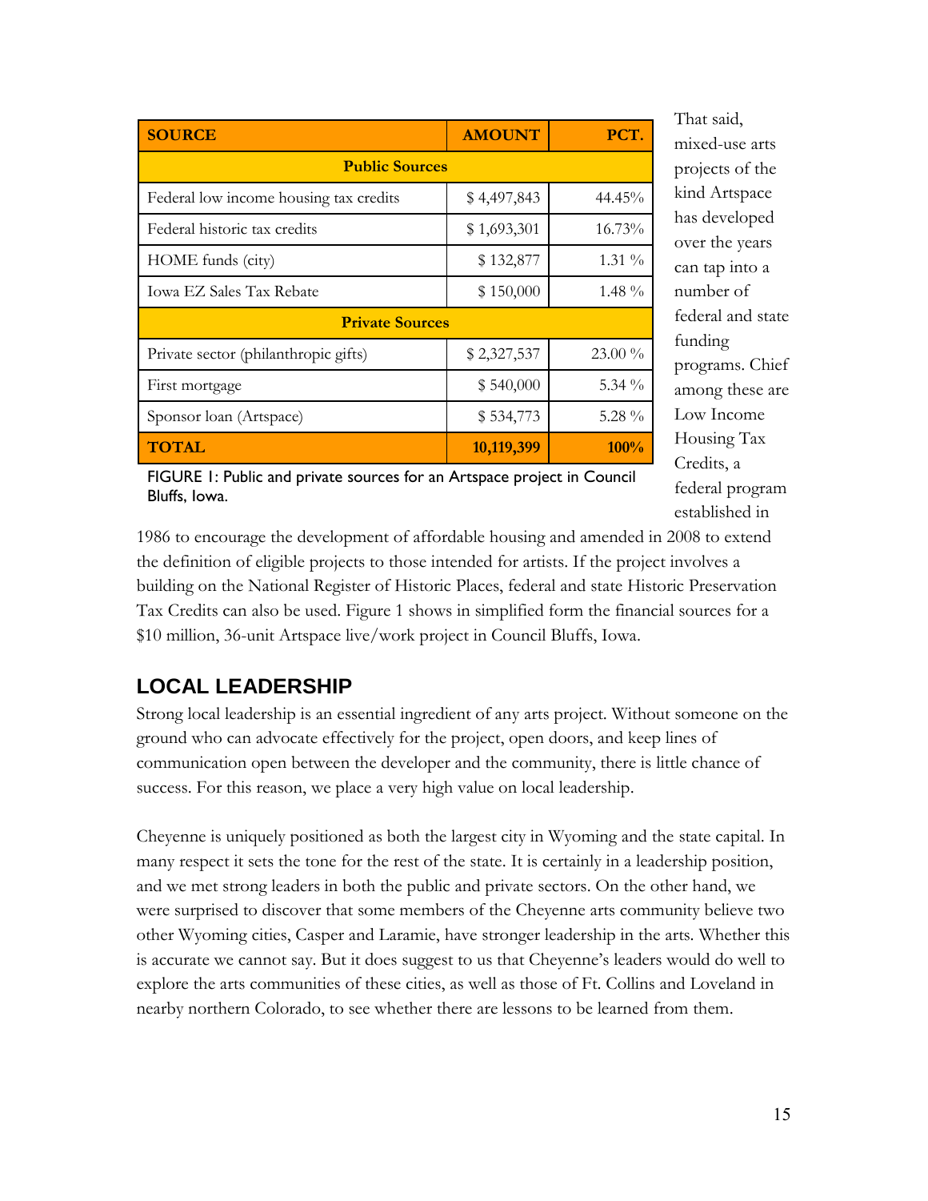| SOURCE | AMOUNT | PCT. |
|---|---|---|
| **Public Sources** | | |
| Federal low income housing tax credits | $ 4,497,843 | 44.45% |
| Federal historic tax credits | $ 1,693,301 | 16.73% |
| HOME funds (city) | $ 132,877 | 1.31 % |
| Iowa EZ Sales Tax Rebate | $ 150,000 | 1.48 % |
| **Private Sources** | | |
| Private sector (philanthropic gifts) | $ 2,327,537 | 23.00 % |
| First mortgage | $ 540,000 | 5.34 % |
| Sponsor loan (Artspace) | $ 534,773 | 5.28 % |
| **TOTAL** | **10,119,399** | **100%** |

FIGURE 1: Public and private sources for an Artspace project in Council Bluffs, Iowa.

That said, mixed-use arts projects of the kind Artspace has developed over the years can tap into a number of federal and state funding programs. Chief among these are Low Income Housing Tax Credits, a federal program established in 1986 to encourage the development of affordable housing and amended in 2008 to extend the definition of eligible projects to those intended for artists. If the project involves a building on the National Register of Historic Places, federal and state Historic Preservation Tax Credits can also be used. Figure 1 shows in simplified form the financial sources for a $10 million, 36-unit Artspace live/work project in Council Bluffs, Iowa.

## LOCAL LEADERSHIP

Strong local leadership is an essential ingredient of any arts project. Without someone on the ground who can advocate effectively for the project, open doors, and keep lines of communication open between the developer and the community, there is little chance of success. For this reason, we place a very high value on local leadership.

Cheyenne is uniquely positioned as both the largest city in Wyoming and the state capital. In many respect it sets the tone for the rest of the state. It is certainly in a leadership position, and we met strong leaders in both the public and private sectors. On the other hand, we were surprised to discover that some members of the Cheyenne arts community believe two other Wyoming cities, Casper and Laramie, have stronger leadership in the arts. Whether this is accurate we cannot say. But it does suggest to us that Cheyenne's leaders would do well to explore the arts communities of these cities, as well as those of Ft. Collins and Loveland in nearby northern Colorado, to see whether there are lessons to be learned from them.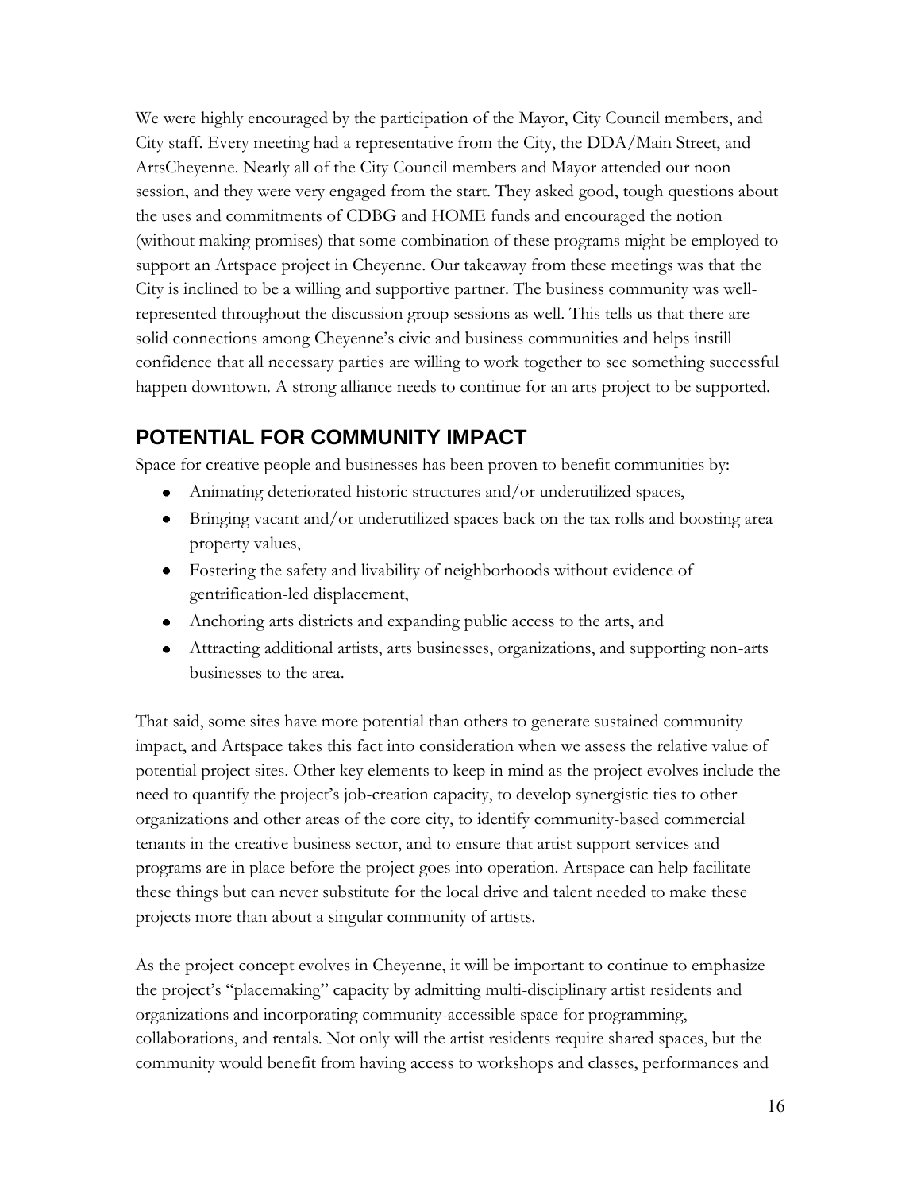We were highly encouraged by the participation of the Mayor, City Council members, and City staff. Every meeting had a representative from the City, the DDA/Main Street, and ArtsCheyenne. Nearly all of the City Council members and Mayor attended our noon session, and they were very engaged from the start. They asked good, tough questions about the uses and commitments of CDBG and HOME funds and encouraged the notion (without making promises) that some combination of these programs might be employed to support an Artspace project in Cheyenne. Our takeaway from these meetings was that the City is inclined to be a willing and supportive partner. The business community was well-represented throughout the discussion group sessions as well. This tells us that there are solid connections among Cheyenne's civic and business communities and helps instill confidence that all necessary parties are willing to work together to see something successful happen downtown. A strong alliance needs to continue for an arts project to be supported.

## POTENTIAL FOR COMMUNITY IMPACT

Space for creative people and businesses has been proven to benefit communities by:

- Animating deteriorated historic structures and/or underutilized spaces,
- Bringing vacant and/or underutilized spaces back on the tax rolls and boosting area property values,
- Fostering the safety and livability of neighborhoods without evidence of gentrification-led displacement,
- Anchoring arts districts and expanding public access to the arts, and
- Attracting additional artists, arts businesses, organizations, and supporting non-arts businesses to the area.

That said, some sites have more potential than others to generate sustained community impact, and Artspace takes this fact into consideration when we assess the relative value of potential project sites. Other key elements to keep in mind as the project evolves include the need to quantify the project's job-creation capacity, to develop synergistic ties to other organizations and other areas of the core city, to identify community-based commercial tenants in the creative business sector, and to ensure that artist support services and programs are in place before the project goes into operation. Artspace can help facilitate these things but can never substitute for the local drive and talent needed to make these projects more than about a singular community of artists.

As the project concept evolves in Cheyenne, it will be important to continue to emphasize the project's "placemaking" capacity by admitting multi-disciplinary artist residents and organizations and incorporating community-accessible space for programming, collaborations, and rentals. Not only will the artist residents require shared spaces, but the community would benefit from having access to workshops and classes, performances and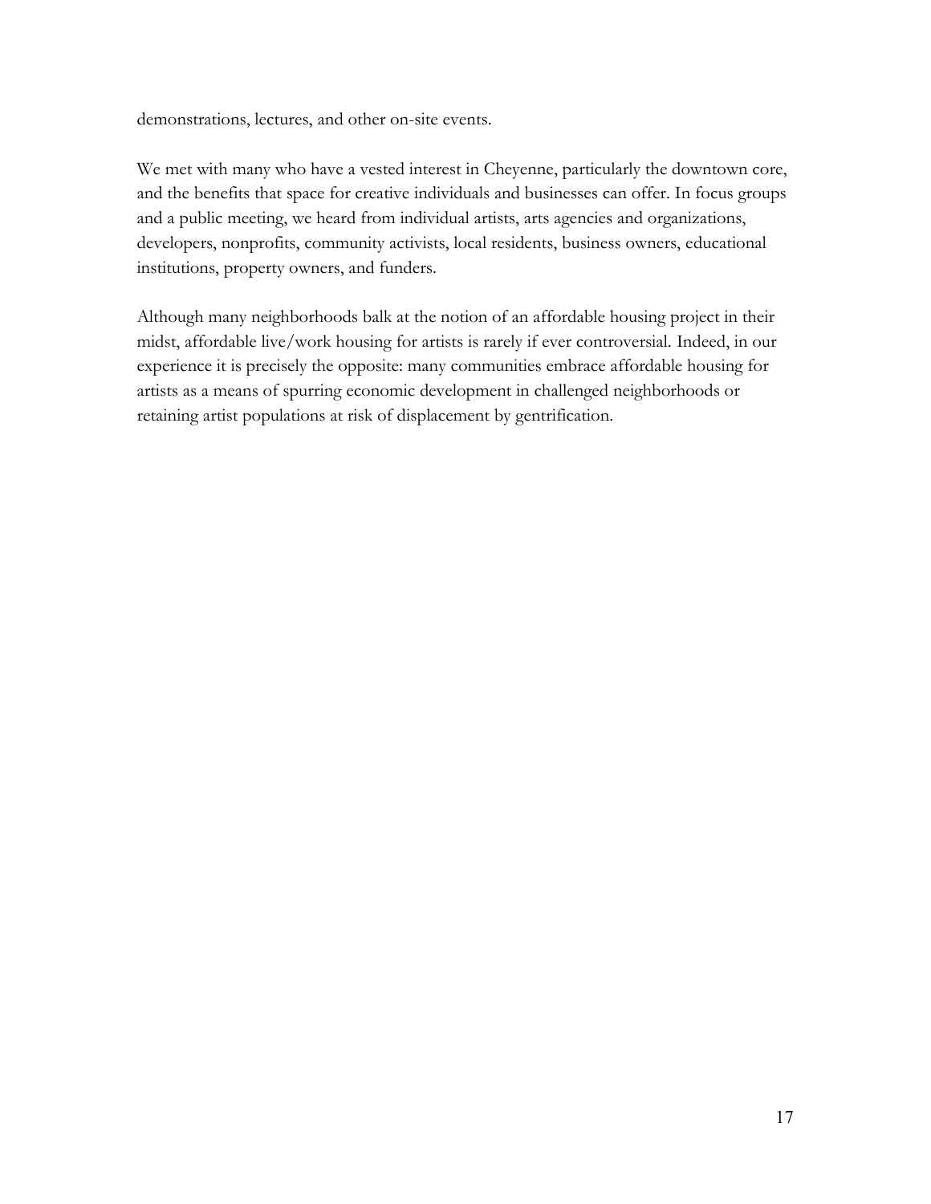demonstrations, lectures, and other on-site events.

We met with many who have a vested interest in Cheyenne, particularly the downtown core, and the benefits that space for creative individuals and businesses can offer. In focus groups and a public meeting, we heard from individual artists, arts agencies and organizations, developers, nonprofits, community activists, local residents, business owners, educational institutions, property owners, and funders.

Although many neighborhoods balk at the notion of an affordable housing project in their midst, affordable live/work housing for artists is rarely if ever controversial. Indeed, in our experience it is precisely the opposite: many communities embrace affordable housing for artists as a means of spurring economic development in challenged neighborhoods or retaining artist populations at risk of displacement by gentrification.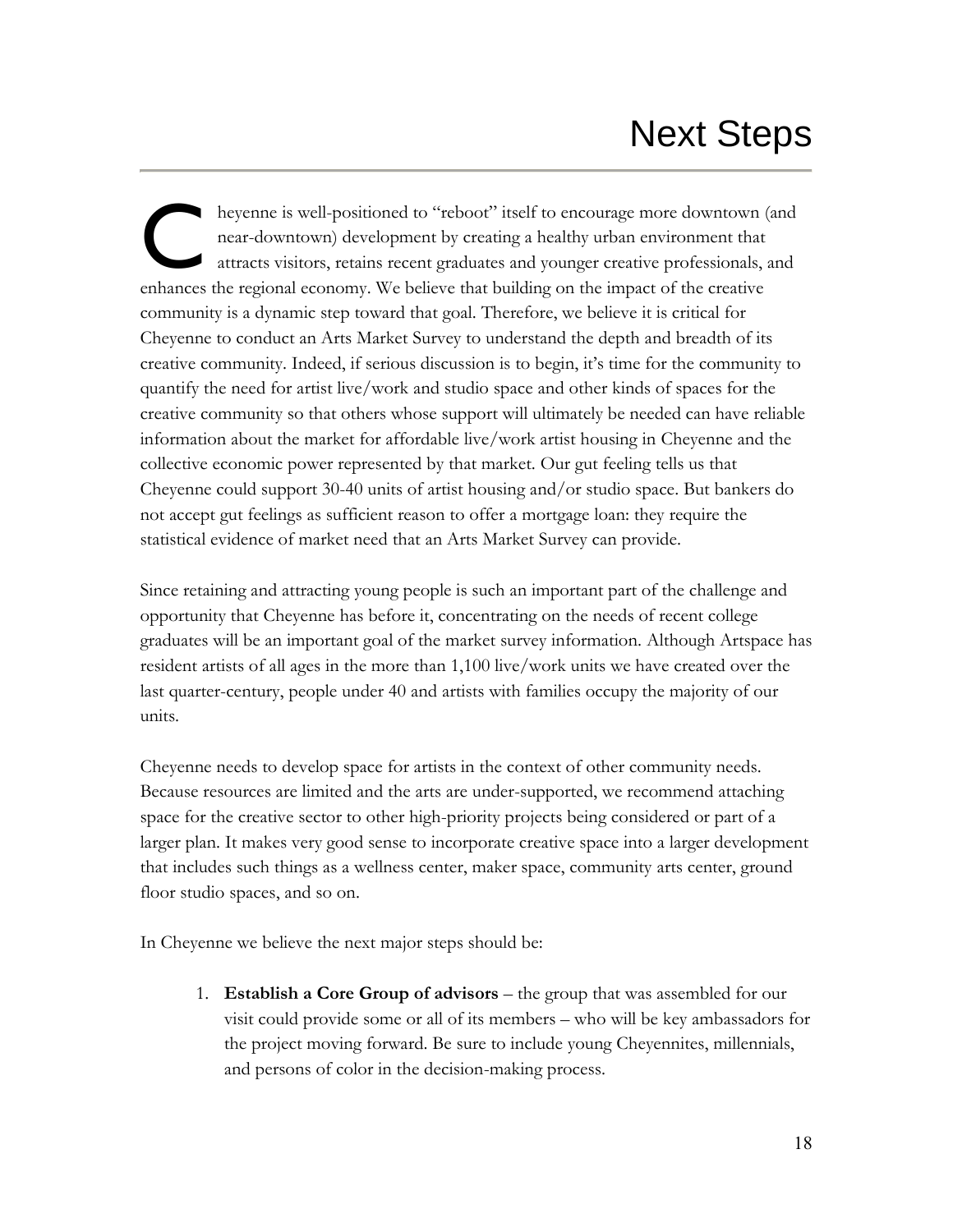# Next Steps

Cheyenne is well-positioned to "reboot" itself to encourage more downtown (and near-downtown) development by creating a healthy urban environment that attracts visitors, retains recent graduates and younger creative professionals, and enhances the regional economy. We believe that building on the impact of the creative community is a dynamic step toward that goal. Therefore, we believe it is critical for Cheyenne to conduct an Arts Market Survey to understand the depth and breadth of its creative community. Indeed, if serious discussion is to begin, it's time for the community to quantify the need for artist live/work and studio space and other kinds of spaces for the creative community so that others whose support will ultimately be needed can have reliable information about the market for affordable live/work artist housing in Cheyenne and the collective economic power represented by that market. Our gut feeling tells us that Cheyenne could support 30-40 units of artist housing and/or studio space. But bankers do not accept gut feelings as sufficient reason to offer a mortgage loan: they require the statistical evidence of market need that an Arts Market Survey can provide.

Since retaining and attracting young people is such an important part of the challenge and opportunity that Cheyenne has before it, concentrating on the needs of recent college graduates will be an important goal of the market survey information. Although Artspace has resident artists of all ages in the more than 1,100 live/work units we have created over the last quarter-century, people under 40 and artists with families occupy the majority of our units.

Cheyenne needs to develop space for artists in the context of other community needs. Because resources are limited and the arts are under-supported, we recommend attaching space for the creative sector to other high-priority projects being considered or part of a larger plan. It makes very good sense to incorporate creative space into a larger development that includes such things as a wellness center, maker space, community arts center, ground floor studio spaces, and so on.

In Cheyenne we believe the next major steps should be:

1. **Establish a Core Group of advisors** – the group that was assembled for our visit could provide some or all of its members – who will be key ambassadors for the project moving forward. Be sure to include young Cheyennites, millennials, and persons of color in the decision-making process.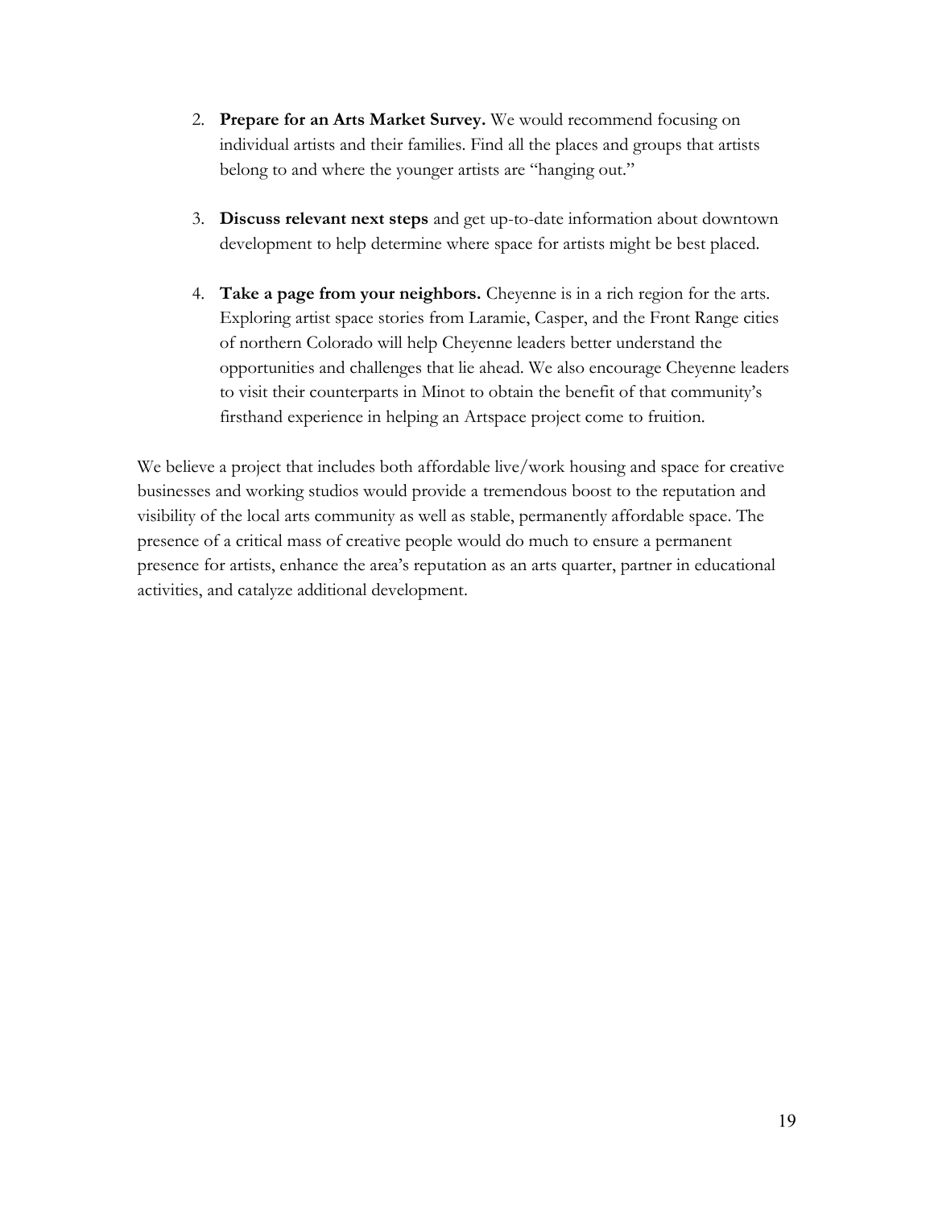2. **Prepare for an Arts Market Survey.** We would recommend focusing on individual artists and their families. Find all the places and groups that artists belong to and where the younger artists are "hanging out."

3. **Discuss relevant next steps** and get up-to-date information about downtown development to help determine where space for artists might be best placed.

4. **Take a page from your neighbors.** Cheyenne is in a rich region for the arts. Exploring artist space stories from Laramie, Casper, and the Front Range cities of northern Colorado will help Cheyenne leaders better understand the opportunities and challenges that lie ahead. We also encourage Cheyenne leaders to visit their counterparts in Minot to obtain the benefit of that community's firsthand experience in helping an Artspace project come to fruition.

We believe a project that includes both affordable live/work housing and space for creative businesses and working studios would provide a tremendous boost to the reputation and visibility of the local arts community as well as stable, permanently affordable space. The presence of a critical mass of creative people would do much to ensure a permanent presence for artists, enhance the area's reputation as an arts quarter, partner in educational activities, and catalyze additional development.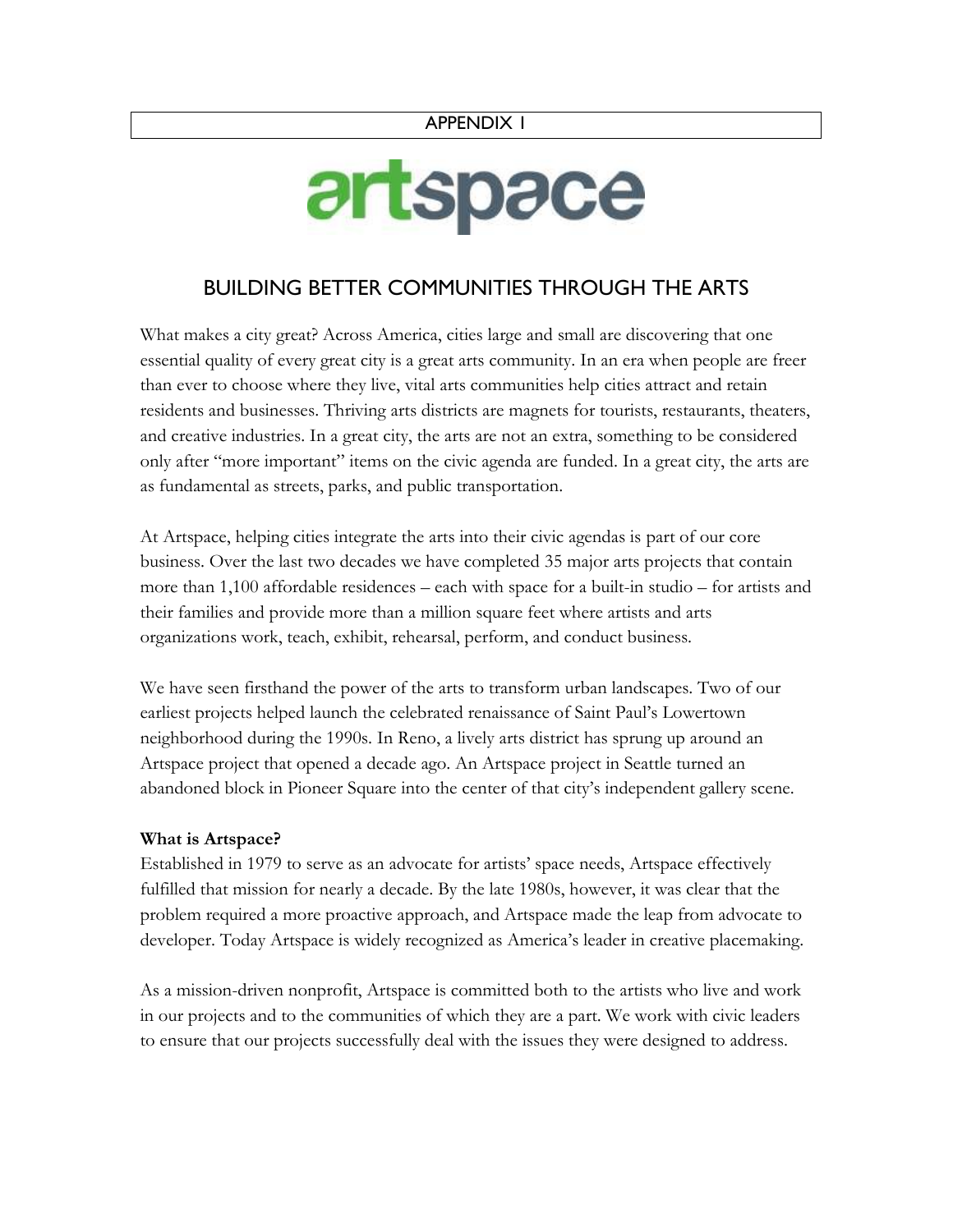APPENDIX 1

# artspace

## BUILDING BETTER COMMUNITIES THROUGH THE ARTS

What makes a city great? Across America, cities large and small are discovering that one essential quality of every great city is a great arts community. In an era when people are freer than ever to choose where they live, vital arts communities help cities attract and retain residents and businesses. Thriving arts districts are magnets for tourists, restaurants, theaters, and creative industries. In a great city, the arts are not an extra, something to be considered only after "more important" items on the civic agenda are funded. In a great city, the arts are as fundamental as streets, parks, and public transportation.

At Artspace, helping cities integrate the arts into their civic agendas is part of our core business. Over the last two decades we have completed 35 major arts projects that contain more than 1,100 affordable residences – each with space for a built-in studio – for artists and their families and provide more than a million square feet where artists and arts organizations work, teach, exhibit, rehearsal, perform, and conduct business.

We have seen firsthand the power of the arts to transform urban landscapes. Two of our earliest projects helped launch the celebrated renaissance of Saint Paul's Lowertown neighborhood during the 1990s. In Reno, a lively arts district has sprung up around an Artspace project that opened a decade ago. An Artspace project in Seattle turned an abandoned block in Pioneer Square into the center of that city's independent gallery scene.

**What is Artspace?**

Established in 1979 to serve as an advocate for artists' space needs, Artspace effectively fulfilled that mission for nearly a decade. By the late 1980s, however, it was clear that the problem required a more proactive approach, and Artspace made the leap from advocate to developer. Today Artspace is widely recognized as America's leader in creative placemaking.

As a mission-driven nonprofit, Artspace is committed both to the artists who live and work in our projects and to the communities of which they are a part. We work with civic leaders to ensure that our projects successfully deal with the issues they were designed to address.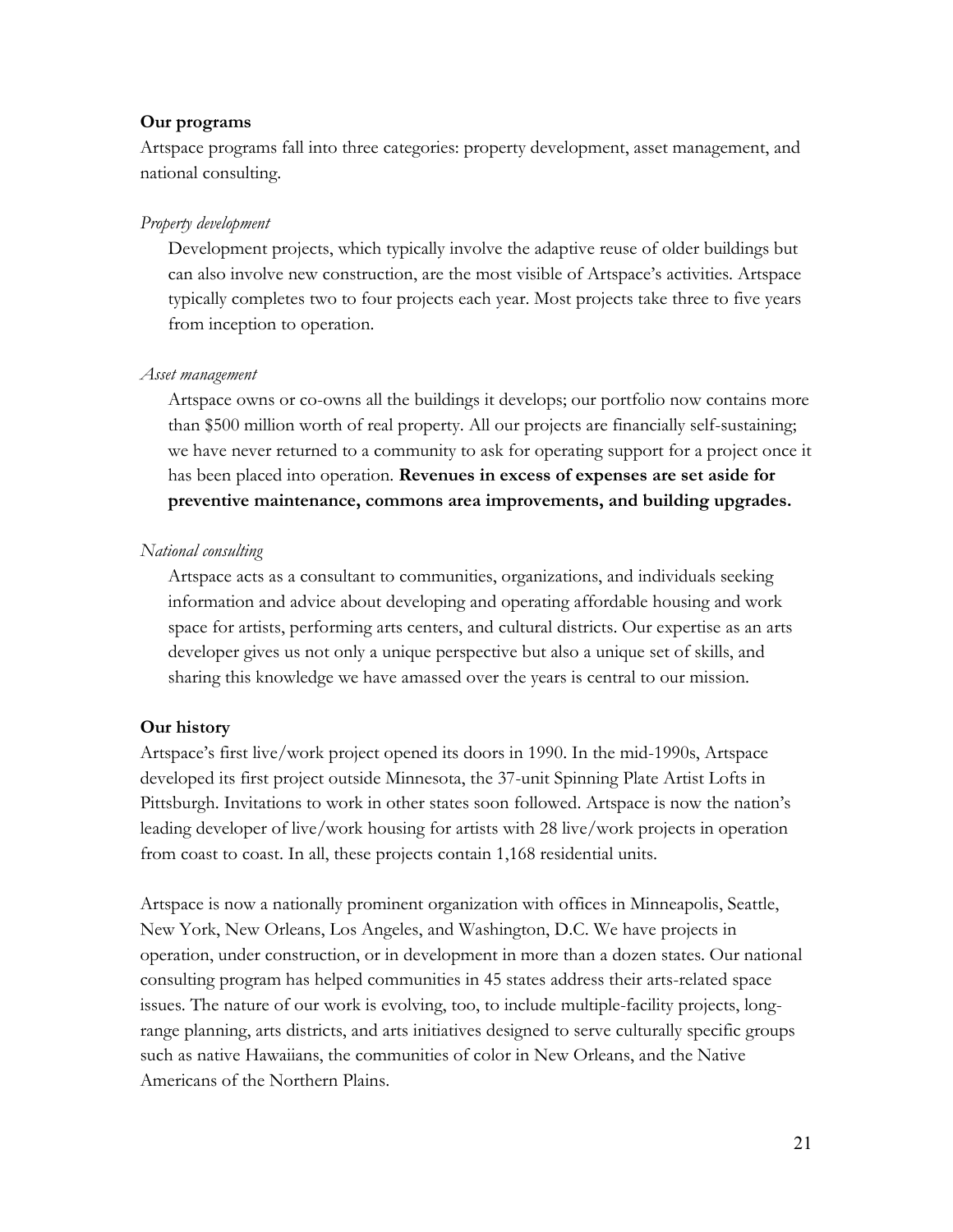**Our programs**

Artspace programs fall into three categories: property development, asset management, and national consulting.

*Property development*

Development projects, which typically involve the adaptive reuse of older buildings but can also involve new construction, are the most visible of Artspace's activities. Artspace typically completes two to four projects each year. Most projects take three to five years from inception to operation.

*Asset management*

Artspace owns or co-owns all the buildings it develops; our portfolio now contains more than $500 million worth of real property. All our projects are financially self-sustaining; we have never returned to a community to ask for operating support for a project once it has been placed into operation. **Revenues in excess of expenses are set aside for preventive maintenance, commons area improvements, and building upgrades.**

*National consulting*

Artspace acts as a consultant to communities, organizations, and individuals seeking information and advice about developing and operating affordable housing and work space for artists, performing arts centers, and cultural districts. Our expertise as an arts developer gives us not only a unique perspective but also a unique set of skills, and sharing this knowledge we have amassed over the years is central to our mission.

**Our history**

Artspace's first live/work project opened its doors in 1990. In the mid-1990s, Artspace developed its first project outside Minnesota, the 37-unit Spinning Plate Artist Lofts in Pittsburgh. Invitations to work in other states soon followed. Artspace is now the nation's leading developer of live/work housing for artists with 28 live/work projects in operation from coast to coast. In all, these projects contain 1,168 residential units.

Artspace is now a nationally prominent organization with offices in Minneapolis, Seattle, New York, New Orleans, Los Angeles, and Washington, D.C. We have projects in operation, under construction, or in development in more than a dozen states. Our national consulting program has helped communities in 45 states address their arts-related space issues. The nature of our work is evolving, too, to include multiple-facility projects, long-range planning, arts districts, and arts initiatives designed to serve culturally specific groups such as native Hawaiians, the communities of color in New Orleans, and the Native Americans of the Northern Plains.